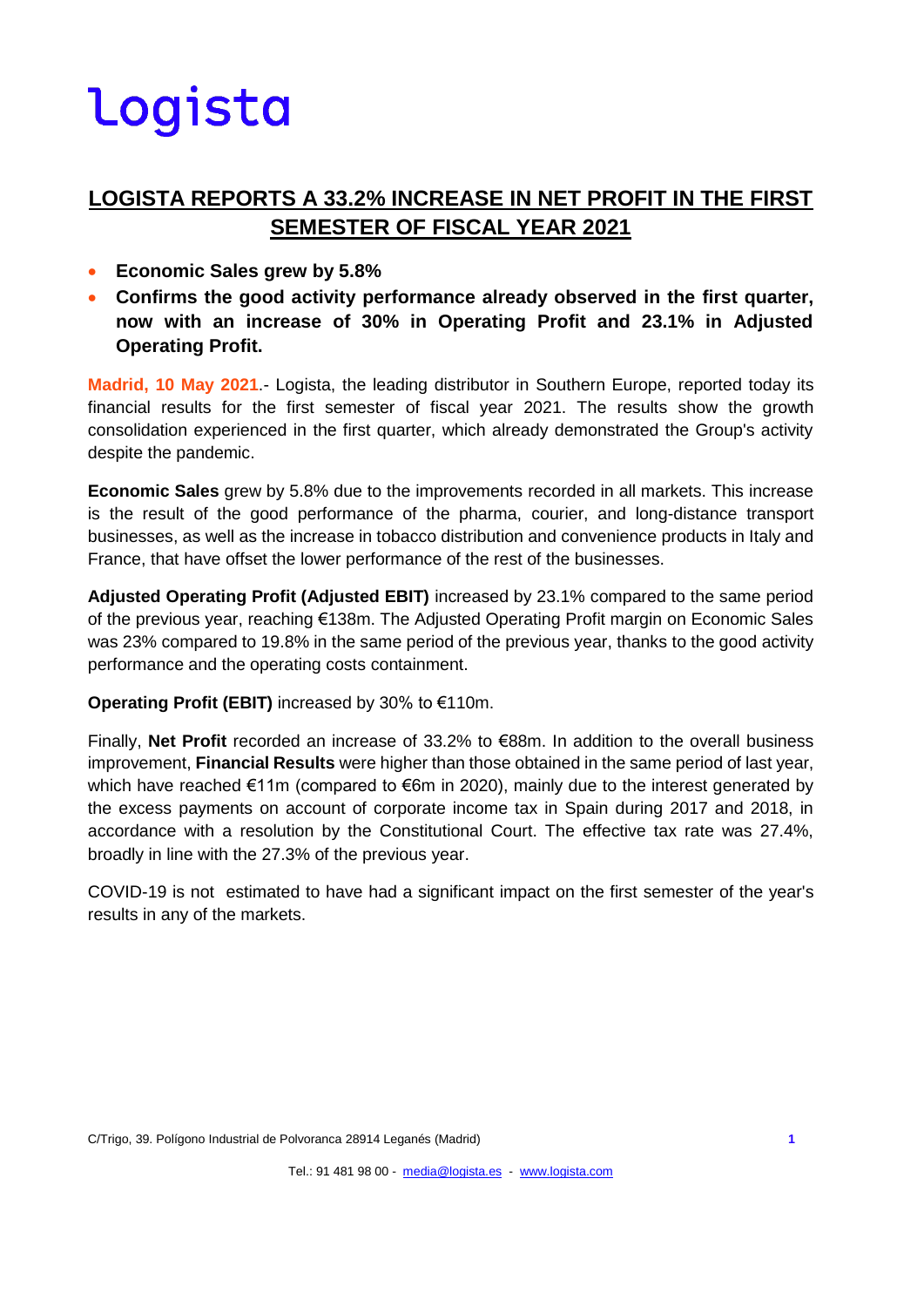logista

# LOGISTA REPORTS A 33.2% INCREASE IN NET PROFIT IN THE FIRST SEMESTER OF FISCAL YEAR 2021

- **Economic Sales grew by 5.8%**
- **Confirms the good activity performance already observed in the first quarter, now with an increase of 30% in Operating Profit and 23.1% in Adjusted Operating Profit.**

**Madrid, 10 May 2021**.- Logista, the leading distributor in Southern Europe, reported today its financial results for the first semester of fiscal year 2021. The results show the growth consolidation experienced in the first quarter, which already demonstrated the Group's activity despite the pandemic.

**Economic Sales** grew by 5.8% due to the improvements recorded in all markets. This increase is the result of the good performance of the pharma, courier, and long-distance transport businesses, as well as the increase in tobacco distribution and convenience products in Italy and France, that have offset the lower performance of the rest of the businesses.

**Adjusted Operating Profit (Adjusted EBIT)** increased by 23.1% compared to the same period of the previous year, reaching €138m. The Adjusted Operating Profit margin on Economic Sales was 23% compared to 19.8% in the same period of the previous year, thanks to the good activity performance and the operating costs containment.

**Operating Profit (EBIT)** increased by 30% to €110m.

Finally, **Net Profit** recorded an increase of 33.2% to €88m. In addition to the overall business improvement, **Financial Results** were higher than those obtained in the same period of last year, which have reached €11m (compared to €6m in 2020), mainly due to the interest generated by the excess payments on account of corporate income tax in Spain during 2017 and 2018, in accordance with a resolution by the Constitutional Court. The effective tax rate was 27.4%, broadly in line with the 27.3% of the previous year.

COVID-19 is not estimated to have had a significant impact on the first semester of the year's results in any of the markets.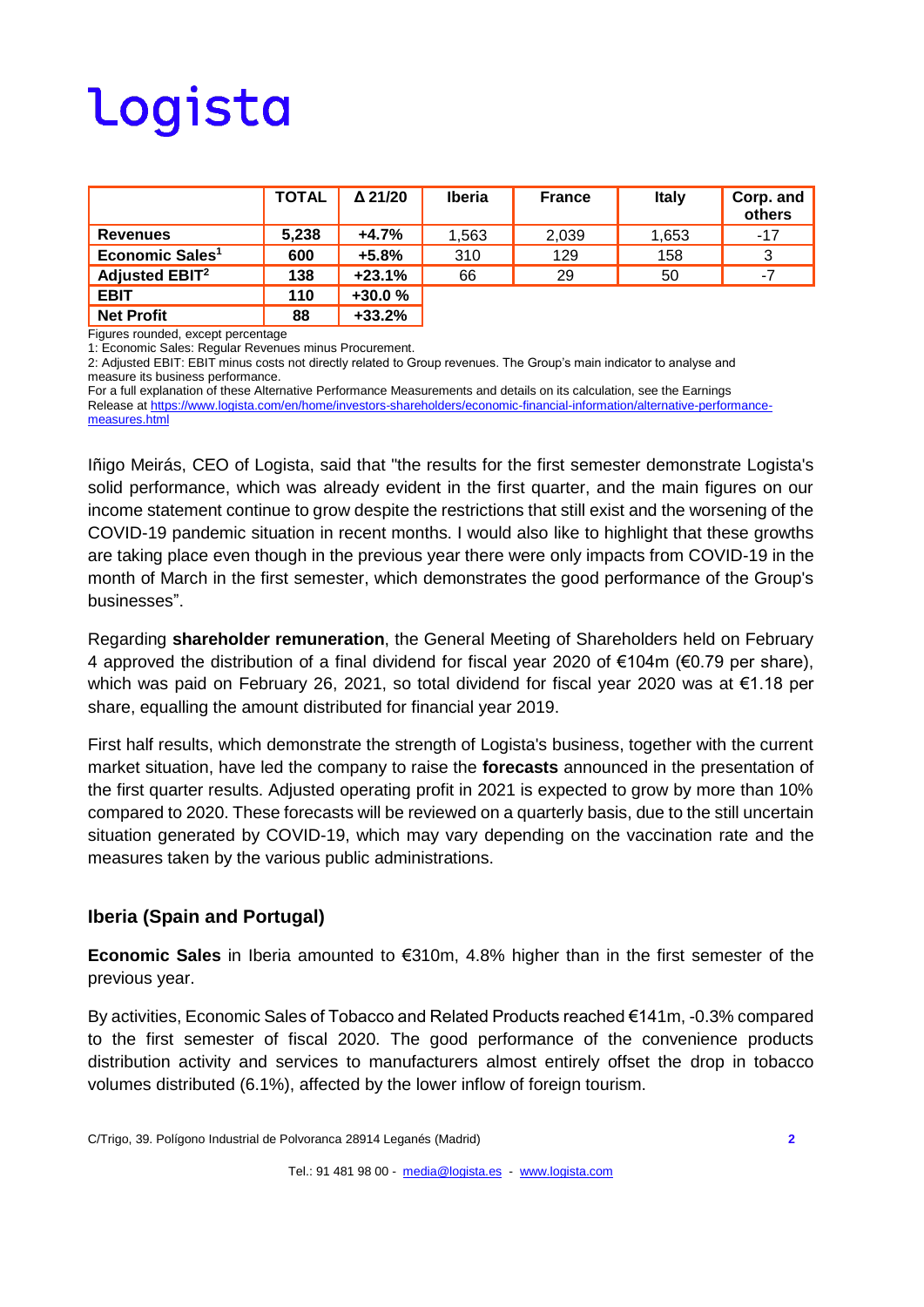# logista

| | TOTAL | Δ 21/20 | Iberia | France | Italy | Corp. and others |
|---|---|---|---|---|---|---|
| **Revenues** | **5,238** | **+4.7%** | 1,563 | 2,039 | 1,653 | -17 |
| **Economic Sales[1]** | **600** | **+5.8%** | 310 | 129 | 158 | 3 |
| **Adjusted EBIT[2]** | **138** | **+23.1%** | 66 | 29 | 50 | -7 |
| **EBIT** | **110** | **+30.0 %** | | | | |
| **Net Profit** | **88** | **+33.2%** | | | | |

Figures rounded, except percentage

1: Economic Sales: Regular Revenues minus Procurement.

2: Adjusted EBIT: EBIT minus costs not directly related to Group revenues. The Group's main indicator to analyse and measure its business performance.

For a full explanation of these Alternative Performance Measurements and details on its calculation, see the Earnings Release at https://www.logista.com/en/home/investors-shareholders/economic-financial-information/alternative-performance-measures.html

Iñigo Meirás, CEO of Logista, said that "the results for the first semester demonstrate Logista's solid performance, which was already evident in the first quarter, and the main figures on our income statement continue to grow despite the restrictions that still exist and the worsening of the COVID-19 pandemic situation in recent months. I would also like to highlight that these growths are taking place even though in the previous year there were only impacts from COVID-19 in the month of March in the first semester, which demonstrates the good performance of the Group's businesses".

Regarding **shareholder remuneration**, the General Meeting of Shareholders held on February 4 approved the distribution of a final dividend for fiscal year 2020 of €104m (€0.79 per share), which was paid on February 26, 2021, so total dividend for fiscal year 2020 was at €1.18 per share, equalling the amount distributed for financial year 2019.

First half results, which demonstrate the strength of Logista's business, together with the current market situation, have led the company to raise the **forecasts** announced in the presentation of the first quarter results. Adjusted operating profit in 2021 is expected to grow by more than 10% compared to 2020. These forecasts will be reviewed on a quarterly basis, due to the still uncertain situation generated by COVID-19, which may vary depending on the vaccination rate and the measures taken by the various public administrations.

## Iberia (Spain and Portugal)

**Economic Sales** in Iberia amounted to €310m, 4.8% higher than in the first semester of the previous year.

By activities, Economic Sales of Tobacco and Related Products reached €141m, -0.3% compared to the first semester of fiscal 2020. The good performance of the convenience products distribution activity and services to manufacturers almost entirely offset the drop in tobacco volumes distributed (6.1%), affected by the lower inflow of foreign tourism.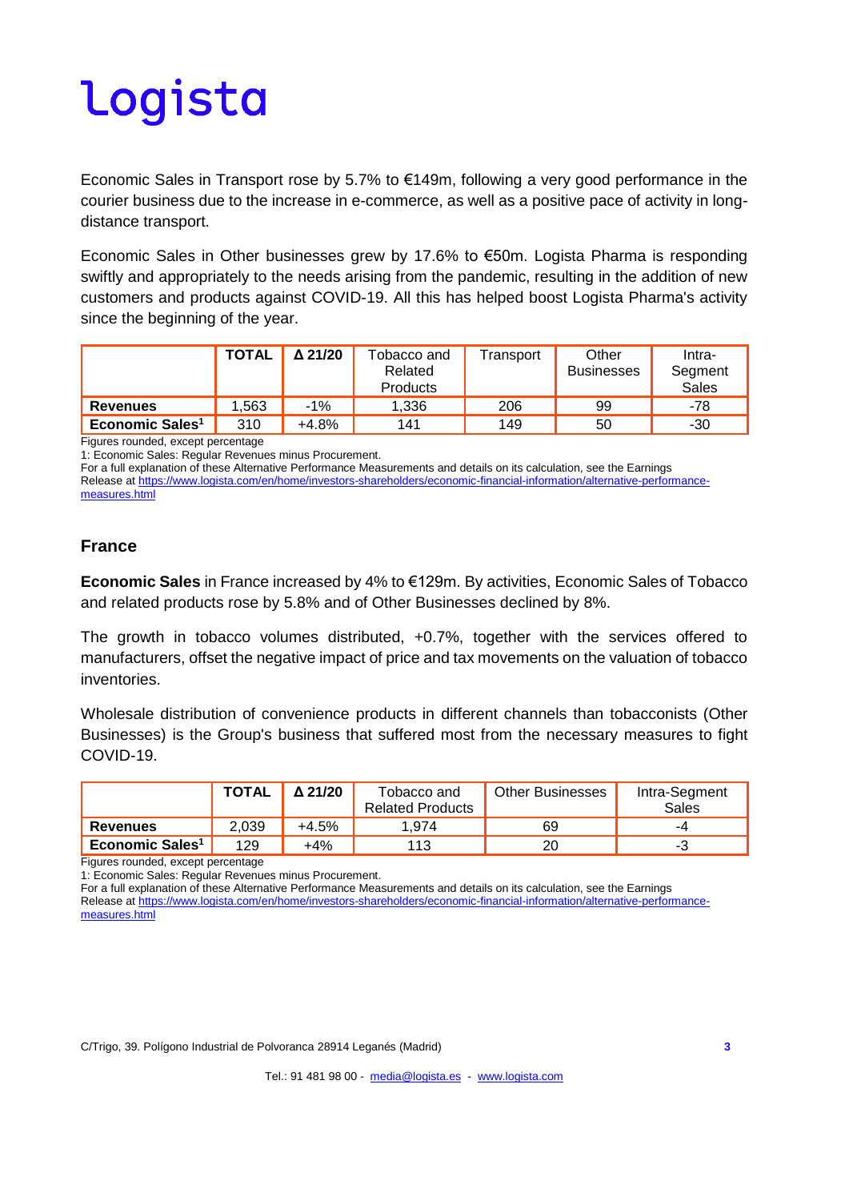Economic Sales in Transport rose by 5.7% to €149m, following a very good performance in the courier business due to the increase in e-commerce, as well as a positive pace of activity in long-distance transport.

Economic Sales in Other businesses grew by 17.6% to €50m. Logista Pharma is responding swiftly and appropriately to the needs arising from the pandemic, resulting in the addition of new customers and products against COVID-19. All this has helped boost Logista Pharma's activity since the beginning of the year.

| | TOTAL | Δ 21/20 | Tobacco and Related Products | Transport | Other Businesses | Intra-Segment Sales |
|---|---|---|---|---|---|---|
| **Revenues** | 1,563 | -1% | 1,336 | 206 | 99 | -78 |
| **Economic Sales[1]** | 310 | +4.8% | 141 | 149 | 50 | -30 |

Figures rounded, except percentage

1: Economic Sales: Regular Revenues minus Procurement.

For a full explanation of these Alternative Performance Measurements and details on its calculation, see the Earnings Release at https://www.logista.com/en/home/investors-shareholders/economic-financial-information/alternative-performance-measures.html

## France

**Economic Sales** in France increased by 4% to €129m. By activities, Economic Sales of Tobacco and related products rose by 5.8% and of Other Businesses declined by 8%.

The growth in tobacco volumes distributed, +0.7%, together with the services offered to manufacturers, offset the negative impact of price and tax movements on the valuation of tobacco inventories.

Wholesale distribution of convenience products in different channels than tobacconists (Other Businesses) is the Group's business that suffered most from the necessary measures to fight COVID-19.

| | TOTAL | Δ 21/20 | Tobacco and Related Products | Other Businesses | Intra-Segment Sales |
|---|---|---|---|---|---|
| **Revenues** | 2,039 | +4.5% | 1,974 | 69 | -4 |
| **Economic Sales[1]** | 129 | +4% | 113 | 20 | -3 |

Figures rounded, except percentage

1: Economic Sales: Regular Revenues minus Procurement.

For a full explanation of these Alternative Performance Measurements and details on its calculation, see the Earnings Release at https://www.logista.com/en/home/investors-shareholders/economic-financial-information/alternative-performance-measures.html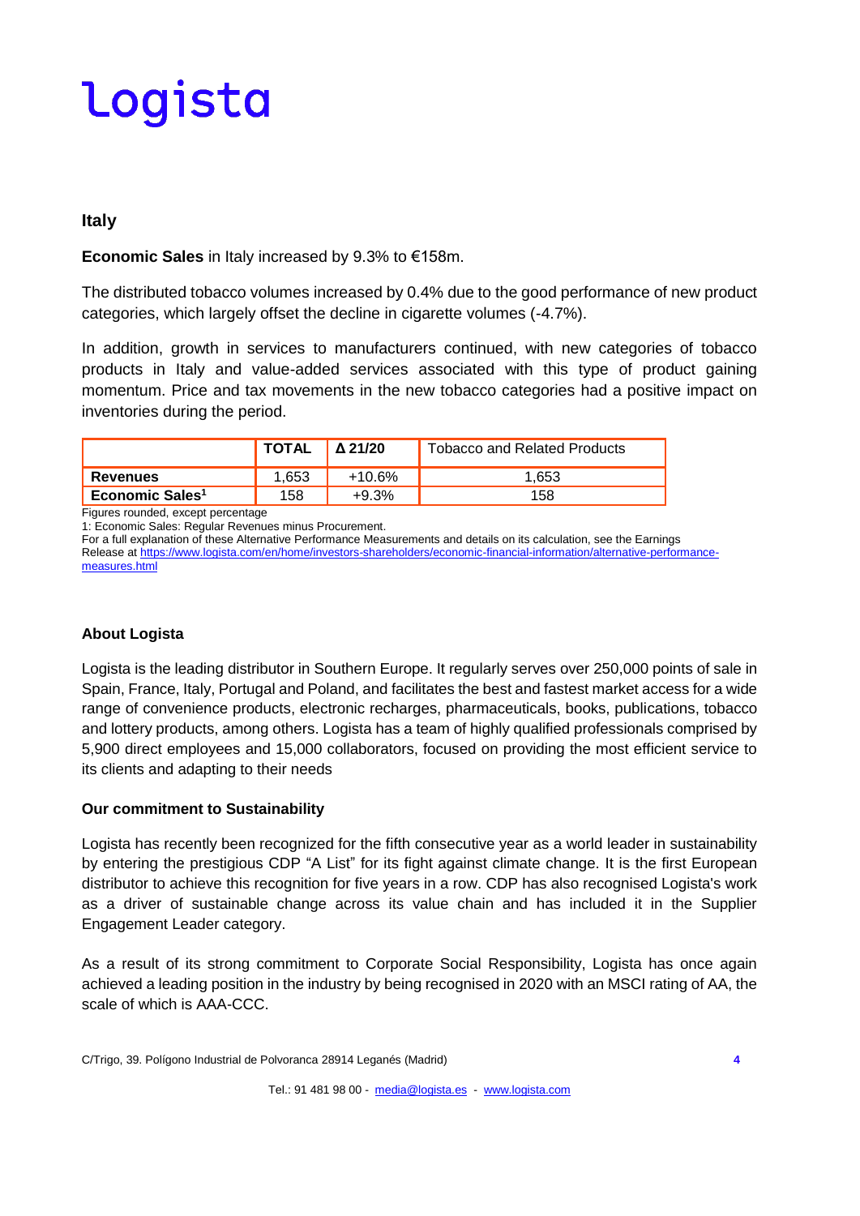## Italy

**Economic Sales** in Italy increased by 9.3% to €158m.

The distributed tobacco volumes increased by 0.4% due to the good performance of new product categories, which largely offset the decline in cigarette volumes (-4.7%).

In addition, growth in services to manufacturers continued, with new categories of tobacco products in Italy and value-added services associated with this type of product gaining momentum. Price and tax movements in the new tobacco categories had a positive impact on inventories during the period.

| | TOTAL | Δ 21/20 | Tobacco and Related Products |
|---|---|---|---|
| **Revenues** | 1,653 | +10.6% | 1,653 |
| **Economic Sales[1]** | 158 | +9.3% | 158 |

Figures rounded, except percentage

1: Economic Sales: Regular Revenues minus Procurement.

For a full explanation of these Alternative Performance Measurements and details on its calculation, see the Earnings Release at https://www.logista.com/en/home/investors-shareholders/economic-financial-information/alternative-performance-measures.html

### About Logista

Logista is the leading distributor in Southern Europe. It regularly serves over 250,000 points of sale in Spain, France, Italy, Portugal and Poland, and facilitates the best and fastest market access for a wide range of convenience products, electronic recharges, pharmaceuticals, books, publications, tobacco and lottery products, among others. Logista has a team of highly qualified professionals comprised by 5,900 direct employees and 15,000 collaborators, focused on providing the most efficient service to its clients and adapting to their needs

### Our commitment to Sustainability

Logista has recently been recognized for the fifth consecutive year as a world leader in sustainability by entering the prestigious CDP "A List" for its fight against climate change. It is the first European distributor to achieve this recognition for five years in a row. CDP has also recognised Logista's work as a driver of sustainable change across its value chain and has included it in the Supplier Engagement Leader category.

As a result of its strong commitment to Corporate Social Responsibility, Logista has once again achieved a leading position in the industry by being recognised in 2020 with an MSCI rating of AA, the scale of which is AAA-CCC.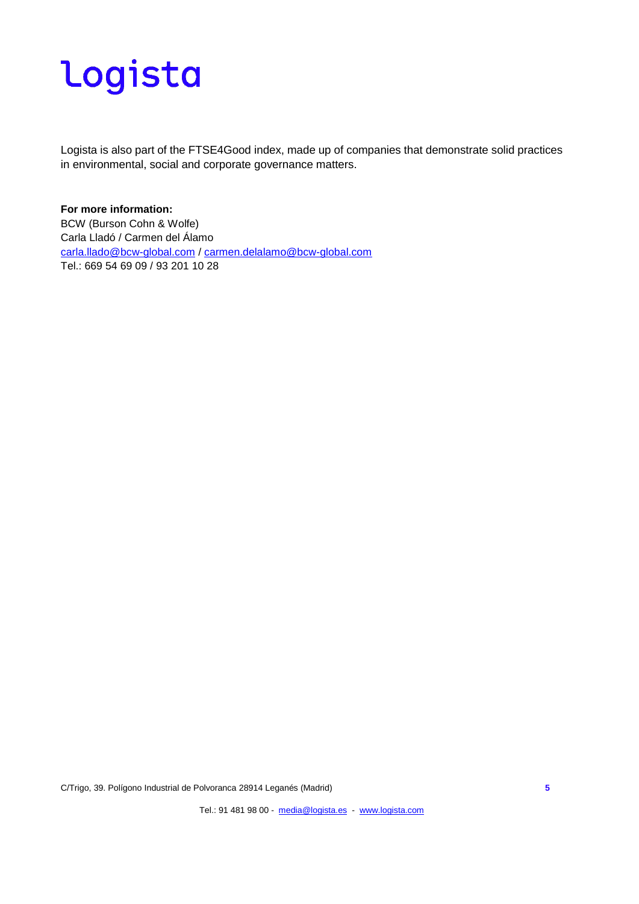Logista is also part of the FTSE4Good index, made up of companies that demonstrate solid practices in environmental, social and corporate governance matters.

**For more information:**
BCW (Burson Cohn & Wolfe)
Carla Lladó / Carmen del Álamo
carla.llado@bcw-global.com / carmen.delalamo@bcw-global.com
Tel.: 669 54 69 09 / 93 201 10 28